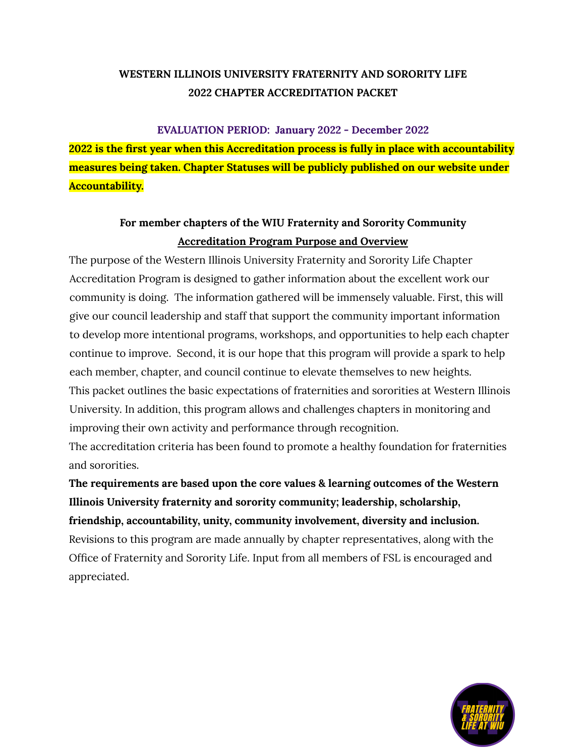# WESTERN ILLINOIS UNIVERSITY FRATERNITY AND SORORITY LIFE
# 2022 CHAPTER ACCREDITATION PACKET

**EVALUATION PERIOD: January 2022 - December 2022**

**2022 is the first year when this Accreditation process is fully in place with accountability measures being taken. Chapter Statuses will be publicly published on our website under Accountability.**

**For member chapters of the WIU Fraternity and Sorority Community**

## Accreditation Program Purpose and Overview

The purpose of the Western Illinois University Fraternity and Sorority Life Chapter Accreditation Program is designed to gather information about the excellent work our community is doing. The information gathered will be immensely valuable. First, this will give our council leadership and staff that support the community important information to develop more intentional programs, workshops, and opportunities to help each chapter continue to improve. Second, it is our hope that this program will provide a spark to help each member, chapter, and council continue to elevate themselves to new heights.

This packet outlines the basic expectations of fraternities and sororities at Western Illinois University. In addition, this program allows and challenges chapters in monitoring and improving their own activity and performance through recognition.

The accreditation criteria has been found to promote a healthy foundation for fraternities and sororities.

**The requirements are based upon the core values & learning outcomes of the Western Illinois University fraternity and sorority community; leadership, scholarship, friendship, accountability, unity, community involvement, diversity and inclusion.**

Revisions to this program are made annually by chapter representatives, along with the Office of Fraternity and Sorority Life. Input from all members of FSL is encouraged and appreciated.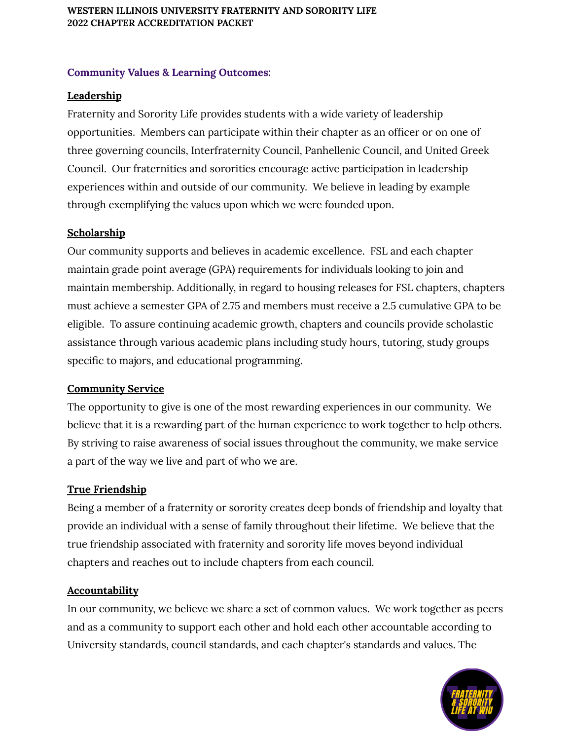## Community Values & Learning Outcomes:

### Leadership

Fraternity and Sorority Life provides students with a wide variety of leadership opportunities. Members can participate within their chapter as an officer or on one of three governing councils, Interfraternity Council, Panhellenic Council, and United Greek Council. Our fraternities and sororities encourage active participation in leadership experiences within and outside of our community. We believe in leading by example through exemplifying the values upon which we were founded upon.

### Scholarship

Our community supports and believes in academic excellence. FSL and each chapter maintain grade point average (GPA) requirements for individuals looking to join and maintain membership. Additionally, in regard to housing releases for FSL chapters, chapters must achieve a semester GPA of 2.75 and members must receive a 2.5 cumulative GPA to be eligible. To assure continuing academic growth, chapters and councils provide scholastic assistance through various academic plans including study hours, tutoring, study groups specific to majors, and educational programming.

### Community Service

The opportunity to give is one of the most rewarding experiences in our community. We believe that it is a rewarding part of the human experience to work together to help others. By striving to raise awareness of social issues throughout the community, we make service a part of the way we live and part of who we are.

### True Friendship

Being a member of a fraternity or sorority creates deep bonds of friendship and loyalty that provide an individual with a sense of family throughout their lifetime. We believe that the true friendship associated with fraternity and sorority life moves beyond individual chapters and reaches out to include chapters from each council.

### Accountability

In our community, we believe we share a set of common values. We work together as peers and as a community to support each other and hold each other accountable according to University standards, council standards, and each chapter's standards and values. The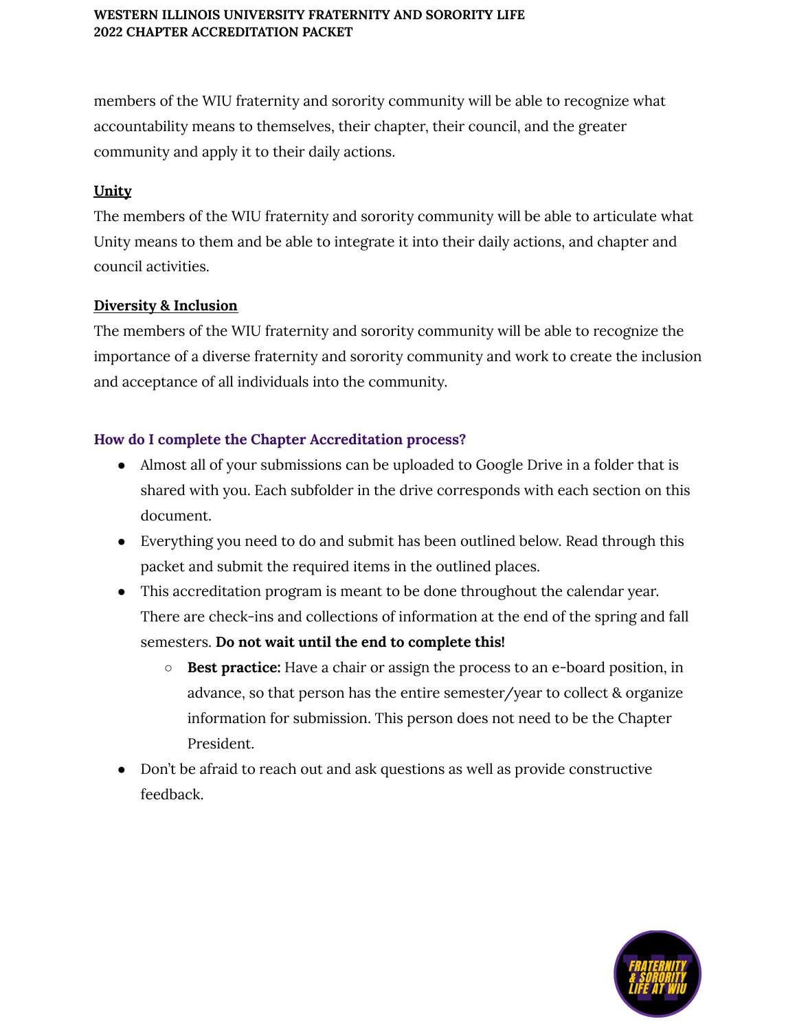members of the WIU fraternity and sorority community will be able to recognize what accountability means to themselves, their chapter, their council, and the greater community and apply it to their daily actions.

**Unity**

The members of the WIU fraternity and sorority community will be able to articulate what Unity means to them and be able to integrate it into their daily actions, and chapter and council activities.

**Diversity & Inclusion**

The members of the WIU fraternity and sorority community will be able to recognize the importance of a diverse fraternity and sorority community and work to create the inclusion and acceptance of all individuals into the community.

### How do I complete the Chapter Accreditation process?

- Almost all of your submissions can be uploaded to Google Drive in a folder that is shared with you. Each subfolder in the drive corresponds with each section on this document.
- Everything you need to do and submit has been outlined below. Read through this packet and submit the required items in the outlined places.
- This accreditation program is meant to be done throughout the calendar year. There are check-ins and collections of information at the end of the spring and fall semesters. **Do not wait until the end to complete this!**
    - **Best practice:** Have a chair or assign the process to an e-board position, in advance, so that person has the entire semester/year to collect & organize information for submission. This person does not need to be the Chapter President.
- Don't be afraid to reach out and ask questions as well as provide constructive feedback.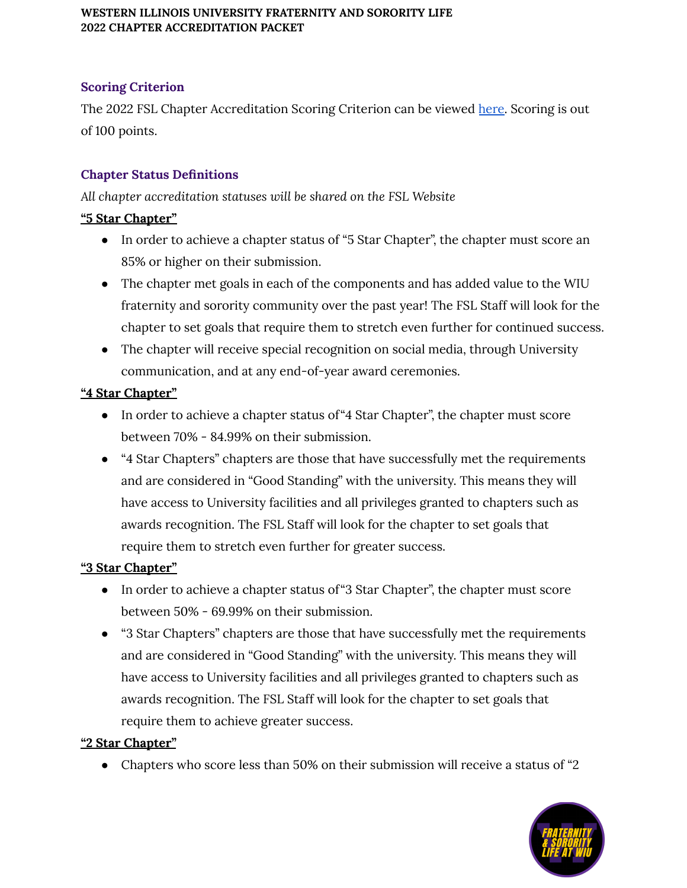### Scoring Criterion

The 2022 FSL Chapter Accreditation Scoring Criterion can be viewed [here](). Scoring is out of 100 points.

### Chapter Status Definitions

*All chapter accreditation statuses will be shared on the FSL Website*

**“5 Star Chapter”**

- In order to achieve a chapter status of “5 Star Chapter”, the chapter must score an 85% or higher on their submission.
- The chapter met goals in each of the components and has added value to the WIU fraternity and sorority community over the past year! The FSL Staff will look for the chapter to set goals that require them to stretch even further for continued success.
- The chapter will receive special recognition on social media, through University communication, and at any end-of-year award ceremonies.

**“4 Star Chapter”**

- In order to achieve a chapter status of“4 Star Chapter”, the chapter must score between 70% - 84.99% on their submission.
- “4 Star Chapters” chapters are those that have successfully met the requirements and are considered in “Good Standing” with the university. This means they will have access to University facilities and all privileges granted to chapters such as awards recognition. The FSL Staff will look for the chapter to set goals that require them to stretch even further for greater success.

**“3 Star Chapter”**

- In order to achieve a chapter status of“3 Star Chapter”, the chapter must score between 50% - 69.99% on their submission.
- “3 Star Chapters” chapters are those that have successfully met the requirements and are considered in “Good Standing” with the university. This means they will have access to University facilities and all privileges granted to chapters such as awards recognition. The FSL Staff will look for the chapter to set goals that require them to achieve greater success.

**“2 Star Chapter”**

- Chapters who score less than 50% on their submission will receive a status of “2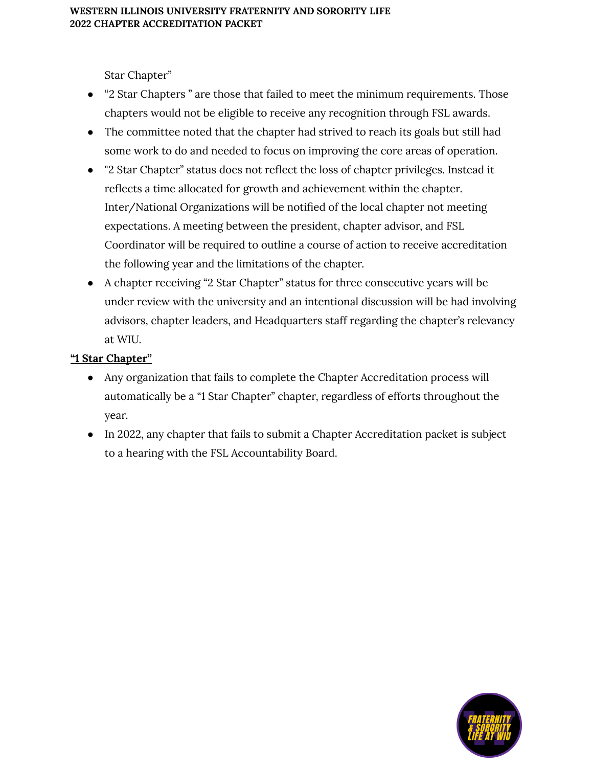Star Chapter"

- "2 Star Chapters " are those that failed to meet the minimum requirements. Those chapters would not be eligible to receive any recognition through FSL awards.
- The committee noted that the chapter had strived to reach its goals but still had some work to do and needed to focus on improving the core areas of operation.
- "2 Star Chapter" status does not reflect the loss of chapter privileges. Instead it reflects a time allocated for growth and achievement within the chapter. Inter/National Organizations will be notified of the local chapter not meeting expectations. A meeting between the president, chapter advisor, and FSL Coordinator will be required to outline a course of action to receive accreditation the following year and the limitations of the chapter.
- A chapter receiving "2 Star Chapter" status for three consecutive years will be under review with the university and an intentional discussion will be had involving advisors, chapter leaders, and Headquarters staff regarding the chapter's relevancy at WIU.

**"1 Star Chapter"**

- Any organization that fails to complete the Chapter Accreditation process will automatically be a "1 Star Chapter" chapter, regardless of efforts throughout the year.
- In 2022, any chapter that fails to submit a Chapter Accreditation packet is subject to a hearing with the FSL Accountability Board.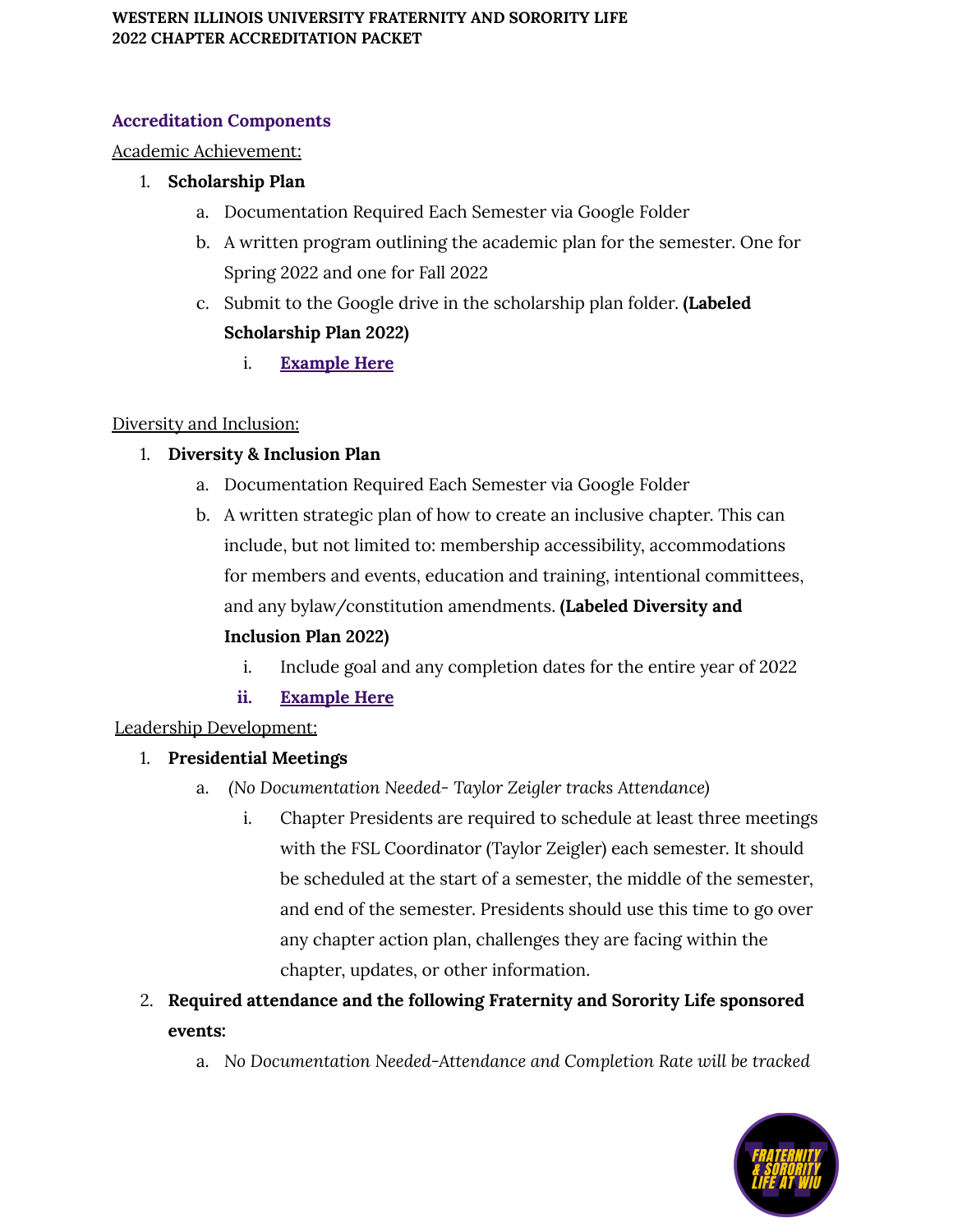### Accreditation Components

Academic Achievement:

1. **Scholarship Plan**
   a. Documentation Required Each Semester via Google Folder
   b. A written program outlining the academic plan for the semester. One for Spring 2022 and one for Fall 2022
   c. Submit to the Google drive in the scholarship plan folder. **(Labeled Scholarship Plan 2022)**
      i. **Example Here**

Diversity and Inclusion:

1. **Diversity & Inclusion Plan**
   a. Documentation Required Each Semester via Google Folder
   b. A written strategic plan of how to create an inclusive chapter. This can include, but not limited to: membership accessibility, accommodations for members and events, education and training, intentional committees, and any bylaw/constitution amendments. **(Labeled Diversity and Inclusion Plan 2022)**
      i. Include goal and any completion dates for the entire year of 2022
      ii. **Example Here**

Leadership Development:

1. **Presidential Meetings**
   a. *(No Documentation Needed- Taylor Zeigler tracks Attendance)*
      i. Chapter Presidents are required to schedule at least three meetings with the FSL Coordinator (Taylor Zeigler) each semester. It should be scheduled at the start of a semester, the middle of the semester, and end of the semester. Presidents should use this time to go over any chapter action plan, challenges they are facing within the chapter, updates, or other information.
2. **Required attendance and the following Fraternity and Sorority Life sponsored events:**
   a. *No Documentation Needed-Attendance and Completion Rate will be tracked*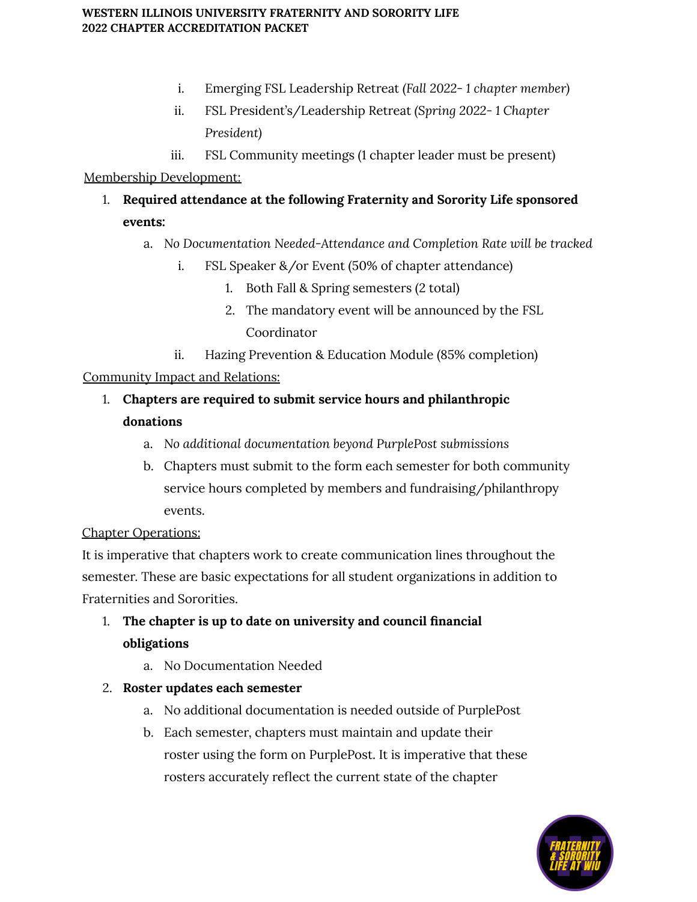i. Emerging FSL Leadership Retreat *(Fall 2022- 1 chapter member)*
   ii. FSL President's/Leadership Retreat *(Spring 2022- 1 Chapter President)*
   iii. FSL Community meetings (1 chapter leader must be present)

<u>Membership Development:</u>

1. **Required attendance at the following Fraternity and Sorority Life sponsored events:**
   a. *No Documentation Needed-Attendance and Completion Rate will be tracked*
      i. FSL Speaker &/or Event (50% of chapter attendance)
         1. Both Fall & Spring semesters (2 total)
         2. The mandatory event will be announced by the FSL Coordinator
      ii. Hazing Prevention & Education Module (85% completion)

<u>Community Impact and Relations:</u>

1. **Chapters are required to submit service hours and philanthropic donations**
   a. *No additional documentation beyond PurplePost submissions*
   b. Chapters must submit to the form each semester for both community service hours completed by members and fundraising/philanthropy events.

<u>Chapter Operations:</u>

It is imperative that chapters work to create communication lines throughout the semester. These are basic expectations for all student organizations in addition to Fraternities and Sororities.

1. **The chapter is up to date on university and council financial obligations**
   a. No Documentation Needed
2. **Roster updates each semester**
   a. No additional documentation is needed outside of PurplePost
   b. Each semester, chapters must maintain and update their roster using the form on PurplePost. It is imperative that these rosters accurately reflect the current state of the chapter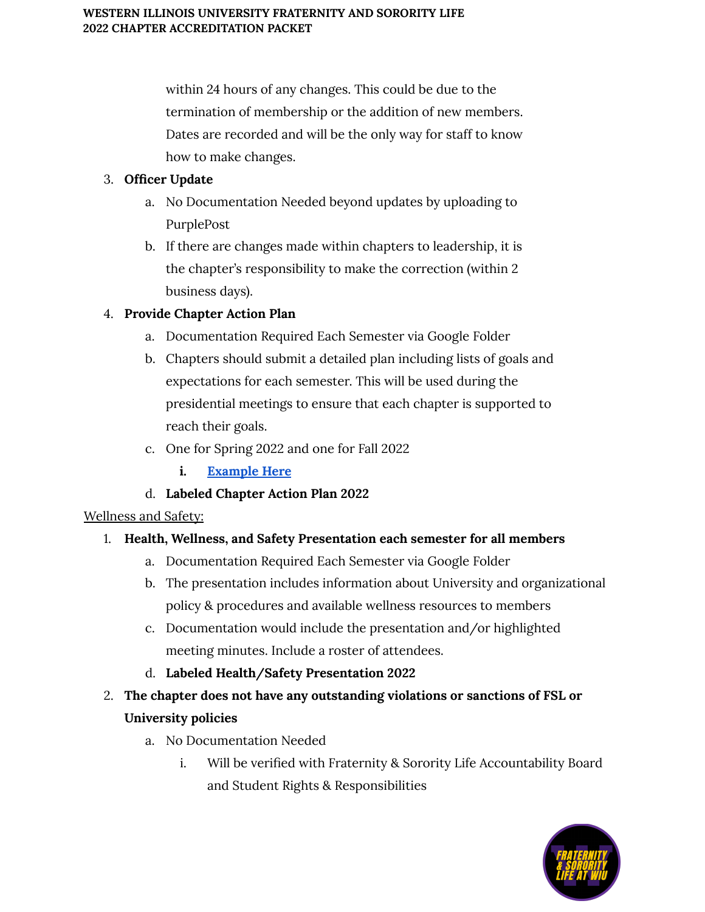within 24 hours of any changes. This could be due to the termination of membership or the addition of new members. Dates are recorded and will be the only way for staff to know how to make changes.

3. **Officer Update**
   a. No Documentation Needed beyond updates by uploading to PurplePost
   b. If there are changes made within chapters to leadership, it is the chapter's responsibility to make the correction (within 2 business days).
4. **Provide Chapter Action Plan**
   a. Documentation Required Each Semester via Google Folder
   b. Chapters should submit a detailed plan including lists of goals and expectations for each semester. This will be used during the presidential meetings to ensure that each chapter is supported to reach their goals.
   c. One for Spring 2022 and one for Fall 2022
      i. **Example Here**
   d. **Labeled Chapter Action Plan 2022**

Wellness and Safety:

1. **Health, Wellness, and Safety Presentation each semester for all members**
   a. Documentation Required Each Semester via Google Folder
   b. The presentation includes information about University and organizational policy & procedures and available wellness resources to members
   c. Documentation would include the presentation and/or highlighted meeting minutes. Include a roster of attendees.
   d. **Labeled Health/Safety Presentation 2022**
2. **The chapter does not have any outstanding violations or sanctions of FSL or University policies**
   a. No Documentation Needed
      i. Will be verified with Fraternity & Sorority Life Accountability Board and Student Rights & Responsibilities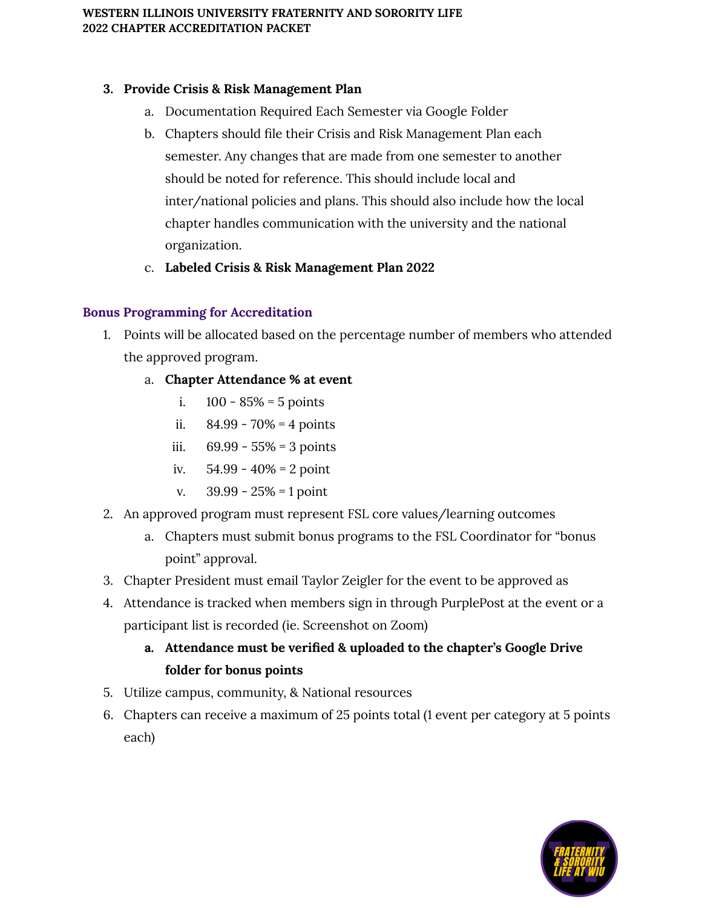3. **Provide Crisis & Risk Management Plan**
   a. Documentation Required Each Semester via Google Folder
   b. Chapters should file their Crisis and Risk Management Plan each semester. Any changes that are made from one semester to another should be noted for reference. This should include local and inter/national policies and plans. This should also include how the local chapter handles communication with the university and the national organization.
   c. **Labeled Crisis & Risk Management Plan 2022**

## Bonus Programming for Accreditation

1. Points will be allocated based on the percentage number of members who attended the approved program.
   a. **Chapter Attendance % at event**
      i. 100 - 85% = 5 points
      ii. 84.99 - 70% = 4 points
      iii. 69.99 - 55% = 3 points
      iv. 54.99 - 40% = 2 point
      v. 39.99 - 25% = 1 point
2. An approved program must represent FSL core values/learning outcomes
   a. Chapters must submit bonus programs to the FSL Coordinator for "bonus point" approval.
3. Chapter President must email Taylor Zeigler for the event to be approved as
4. Attendance is tracked when members sign in through PurplePost at the event or a participant list is recorded (ie. Screenshot on Zoom)
   a. **Attendance must be verified & uploaded to the chapter's Google Drive folder for bonus points**
5. Utilize campus, community, & National resources
6. Chapters can receive a maximum of 25 points total (1 event per category at 5 points each)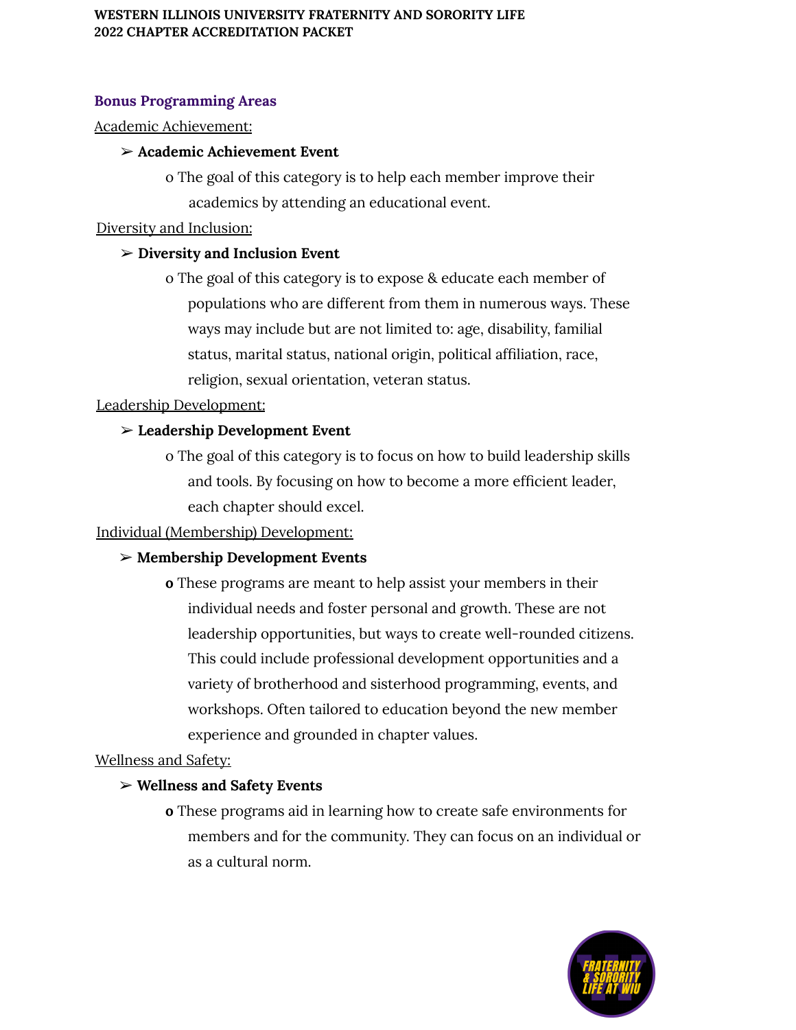## Bonus Programming Areas

Academic Achievement:

- **Academic Achievement Event**
  - o The goal of this category is to help each member improve their academics by attending an educational event.

Diversity and Inclusion:

- **Diversity and Inclusion Event**
  - o The goal of this category is to expose & educate each member of populations who are different from them in numerous ways. These ways may include but are not limited to: age, disability, familial status, marital status, national origin, political affiliation, race, religion, sexual orientation, veteran status.

Leadership Development:

- **Leadership Development Event**
  - o The goal of this category is to focus on how to build leadership skills and tools. By focusing on how to become a more efficient leader, each chapter should excel.

Individual (Membership) Development:

- **Membership Development Events**
  - **o** These programs are meant to help assist your members in their individual needs and foster personal and growth. These are not leadership opportunities, but ways to create well-rounded citizens. This could include professional development opportunities and a variety of brotherhood and sisterhood programming, events, and workshops. Often tailored to education beyond the new member experience and grounded in chapter values.

Wellness and Safety:

- **Wellness and Safety Events**
  - **o** These programs aid in learning how to create safe environments for members and for the community. They can focus on an individual or as a cultural norm.